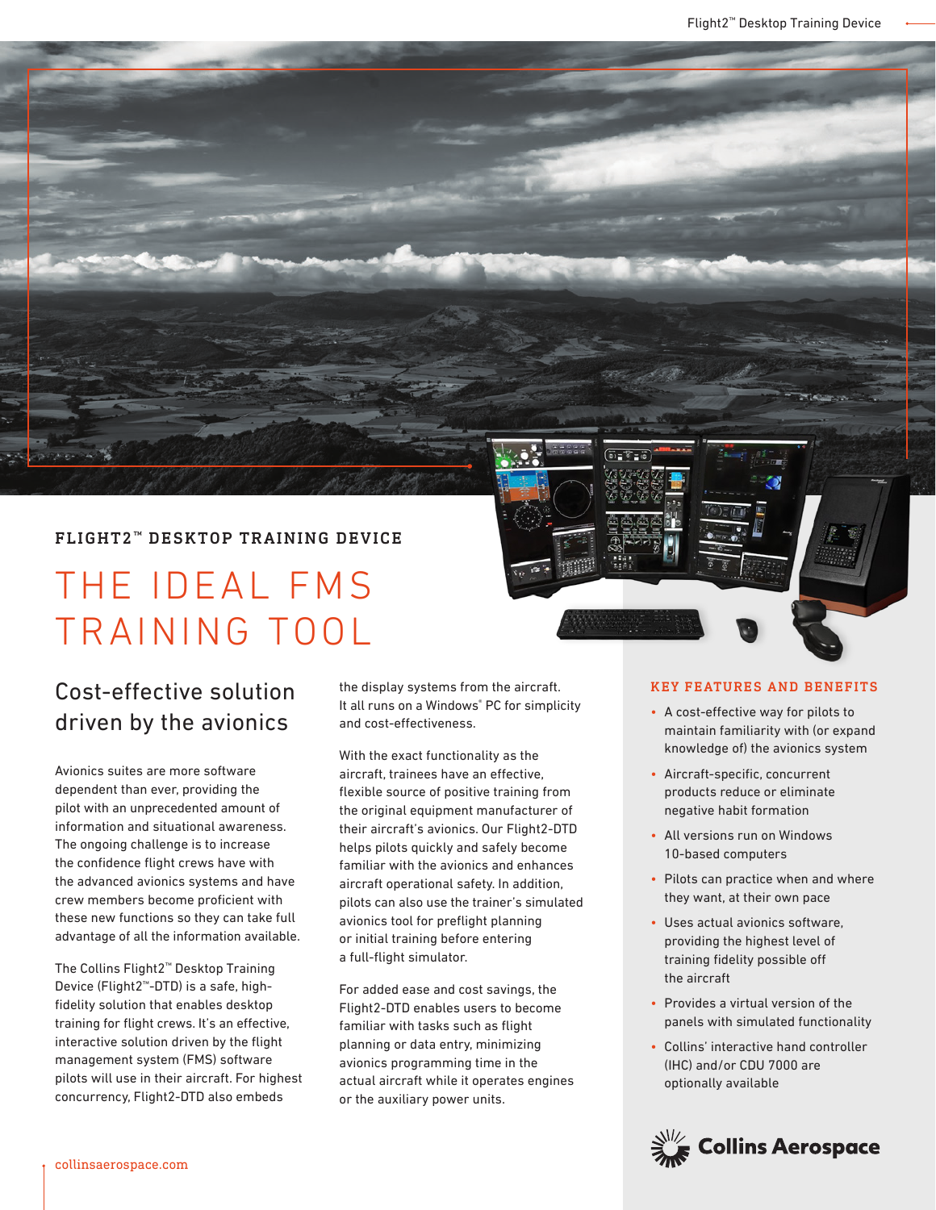FLIGHT2™ DESKTOP TRAINING DEVICE

# THE IDEAL FMS TRAINING TOOL

## Cost-effective solution driven by the avionics

Avionics suites are more software dependent than ever, providing the pilot with an unprecedented amount of information and situational awareness. The ongoing challenge is to increase the confidence flight crews have with the advanced avionics systems and have crew members become proficient with these new functions so they can take full advantage of all the information available.

The Collins Flight2™ Desktop Training Device (Flight2™-DTD) is a safe, high-fidelity solution that enables desktop training for flight crews. It's an effective, interactive solution driven by the flight management system (FMS) software pilots will use in their aircraft. For highest concurrency, Flight2-DTD also embeds the display systems from the aircraft. It all runs on a Windows® PC for simplicity and cost-effectiveness.

With the exact functionality as the aircraft, trainees have an effective, flexible source of positive training from the original equipment manufacturer of their aircraft's avionics. Our Flight2-DTD helps pilots quickly and safely become familiar with the avionics and enhances aircraft operational safety. In addition, pilots can also use the trainer's simulated avionics tool for preflight planning or initial training before entering a full-flight simulator.

For added ease and cost savings, the Flight2-DTD enables users to become familiar with tasks such as flight planning or data entry, minimizing avionics programming time in the actual aircraft while it operates engines or the auxiliary power units.

### KEY FEATURES AND BENEFITS

- A cost-effective way for pilots to maintain familiarity with (or expand knowledge of) the avionics system
- Aircraft-specific, concurrent products reduce or eliminate negative habit formation
- All versions run on Windows 10-based computers
- Pilots can practice when and where they want, at their own pace
- Uses actual avionics software, providing the highest level of training fidelity possible off the aircraft
- Provides a virtual version of the panels with simulated functionality
- Collins' interactive hand controller (IHC) and/or CDU 7000 are optionally available

Collins Aerospace

collinsaerospace.com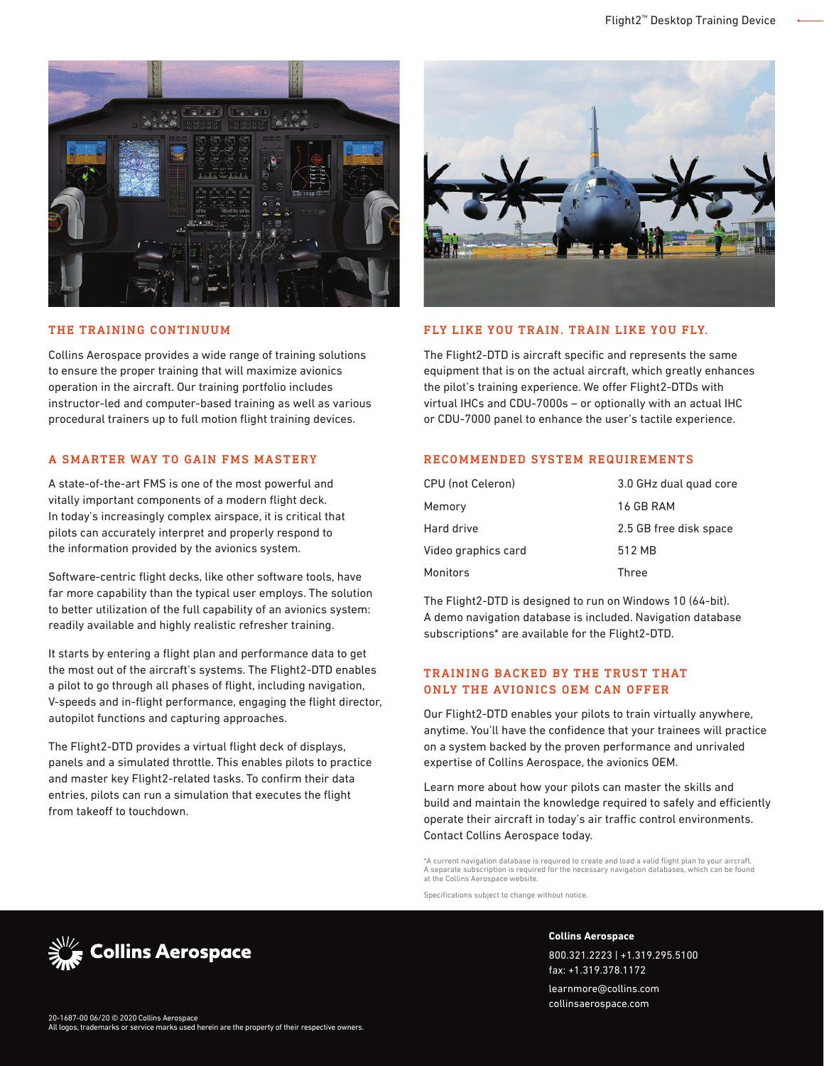## THE TRAINING CONTINUUM

Collins Aerospace provides a wide range of training solutions to ensure the proper training that will maximize avionics operation in the aircraft. Our training portfolio includes instructor-led and computer-based training as well as various procedural trainers up to full motion flight training devices.

## A SMARTER WAY TO GAIN FMS MASTERY

A state-of-the-art FMS is one of the most powerful and vitally important components of a modern flight deck. In today's increasingly complex airspace, it is critical that pilots can accurately interpret and properly respond to the information provided by the avionics system.

Software-centric flight decks, like other software tools, have far more capability than the typical user employs. The solution to better utilization of the full capability of an avionics system: readily available and highly realistic refresher training.

It starts by entering a flight plan and performance data to get the most out of the aircraft's systems. The Flight2-DTD enables a pilot to go through all phases of flight, including navigation, V-speeds and in-flight performance, engaging the flight director, autopilot functions and capturing approaches.

The Flight2-DTD provides a virtual flight deck of displays, panels and a simulated throttle. This enables pilots to practice and master key Flight2-related tasks. To confirm their data entries, pilots can run a simulation that executes the flight from takeoff to touchdown.

## FLY LIKE YOU TRAIN. TRAIN LIKE YOU FLY.

The Flight2-DTD is aircraft specific and represents the same equipment that is on the actual aircraft, which greatly enhances the pilot's training experience. We offer Flight2-DTDs with virtual IHCs and CDU-7000s – or optionally with an actual IHC or CDU-7000 panel to enhance the user's tactile experience.

## RECOMMENDED SYSTEM REQUIREMENTS

| | |
|---|---|
| CPU (not Celeron) | 3.0 GHz dual quad core |
| Memory | 16 GB RAM |
| Hard drive | 2.5 GB free disk space |
| Video graphics card | 512 MB |
| Monitors | Three |

The Flight2-DTD is designed to run on Windows 10 (64-bit). A demo navigation database is included. Navigation database subscriptions* are available for the Flight2-DTD.

## TRAINING BACKED BY THE TRUST THAT ONLY THE AVIONICS OEM CAN OFFER

Our Flight2-DTD enables your pilots to train virtually anywhere, anytime. You'll have the confidence that your trainees will practice on a system backed by the proven performance and unrivaled expertise of Collins Aerospace, the avionics OEM.

Learn more about how your pilots can master the skills and build and maintain the knowledge required to safely and efficiently operate their aircraft in today's air traffic control environments. Contact Collins Aerospace today.

*A current navigation database is required to create and load a valid flight plan to your aircraft. A separate subscription is required for the necessary navigation databases, which can be found at the Collins Aerospace website.

Specifications subject to change without notice.

Collins Aerospace

**Collins Aerospace**

800.321.2223 | +1.319.295.5100
fax: +1.319.378.1172

learnmore@collins.com
collinsaerospace.com

20-1687-00 06/20 © 2020 Collins Aerospace
All logos, trademarks or service marks used herein are the property of their respective owners.